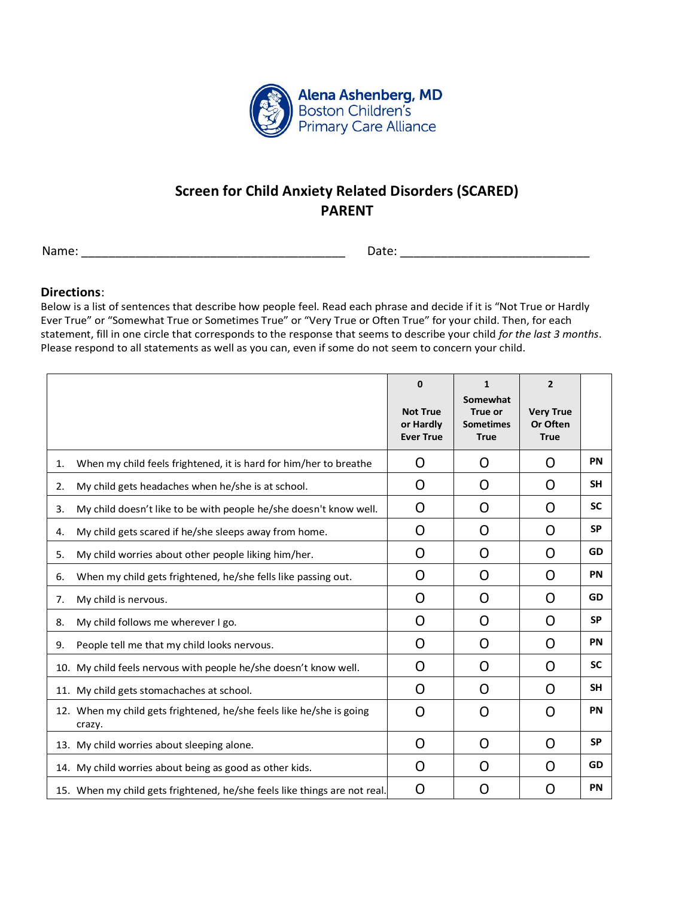Alena Ashenberg, MD
Boston Children's
Primary Care Alliance

# Screen for Child Anxiety Related Disorders (SCARED)
## PARENT

Name: ________________________________________ Date: ____________________________

**Directions**:
Below is a list of sentences that describe how people feel. Read each phrase and decide if it is "Not True or Hardly Ever True" or "Somewhat True or Sometimes True" or "Very True or Often True" for your child. Then, for each statement, fill in one circle that corresponds to the response that seems to describe your child *for the last 3 months*. Please respond to all statements as well as you can, even if some do not seem to concern your child.

| | **0** **Not True or Hardly Ever True** | **1** **Somewhat True or Sometimes True** | **2** **Very True Or Often True** | |
|---|---|---|---|---|
| 1. When my child feels frightened, it is hard for him/her to breathe | O | O | O | **PN** |
| 2. My child gets headaches when he/she is at school. | O | O | O | **SH** |
| 3. My child doesn't like to be with people he/she doesn't know well. | O | O | O | **SC** |
| 4. My child gets scared if he/she sleeps away from home. | O | O | O | **SP** |
| 5. My child worries about other people liking him/her. | O | O | O | **GD** |
| 6. When my child gets frightened, he/she fells like passing out. | O | O | O | **PN** |
| 7. My child is nervous. | O | O | O | **GD** |
| 8. My child follows me wherever I go. | O | O | O | **SP** |
| 9. People tell me that my child looks nervous. | O | O | O | **PN** |
| 10. My child feels nervous with people he/she doesn't know well. | O | O | O | **SC** |
| 11. My child gets stomachaches at school. | O | O | O | **SH** |
| 12. When my child gets frightened, he/she feels like he/she is going crazy. | O | O | O | **PN** |
| 13. My child worries about sleeping alone. | O | O | O | **SP** |
| 14. My child worries about being as good as other kids. | O | O | O | **GD** |
| 15. When my child gets frightened, he/she feels like things are not real. | O | O | O | **PN** |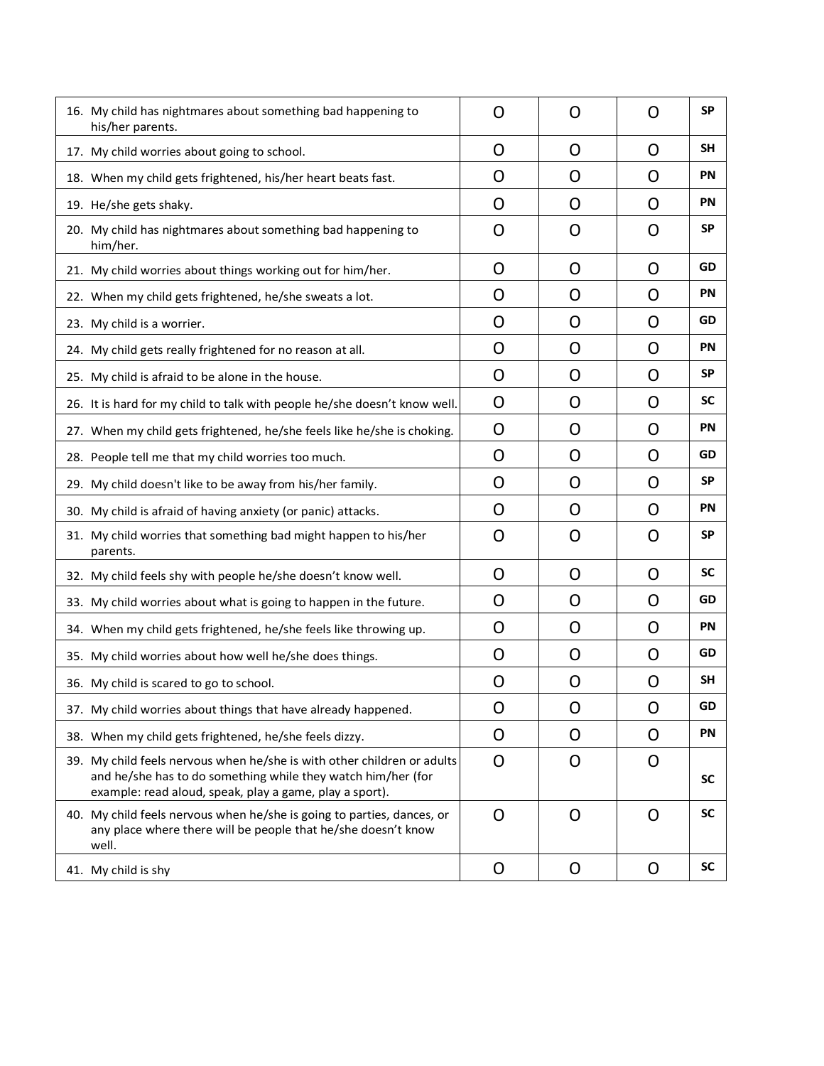| | | | | |
|---|---|---|---|---|
| 16. My child has nightmares about something bad happening to his/her parents. | O | O | O | SP |
| 17. My child worries about going to school. | O | O | O | SH |
| 18. When my child gets frightened, his/her heart beats fast. | O | O | O | PN |
| 19. He/she gets shaky. | O | O | O | PN |
| 20. My child has nightmares about something bad happening to him/her. | O | O | O | SP |
| 21. My child worries about things working out for him/her. | O | O | O | GD |
| 22. When my child gets frightened, he/she sweats a lot. | O | O | O | PN |
| 23. My child is a worrier. | O | O | O | GD |
| 24. My child gets really frightened for no reason at all. | O | O | O | PN |
| 25. My child is afraid to be alone in the house. | O | O | O | SP |
| 26. It is hard for my child to talk with people he/she doesn't know well. | O | O | O | SC |
| 27. When my child gets frightened, he/she feels like he/she is choking. | O | O | O | PN |
| 28. People tell me that my child worries too much. | O | O | O | GD |
| 29. My child doesn't like to be away from his/her family. | O | O | O | SP |
| 30. My child is afraid of having anxiety (or panic) attacks. | O | O | O | PN |
| 31. My child worries that something bad might happen to his/her parents. | O | O | O | SP |
| 32. My child feels shy with people he/she doesn't know well. | O | O | O | SC |
| 33. My child worries about what is going to happen in the future. | O | O | O | GD |
| 34. When my child gets frightened, he/she feels like throwing up. | O | O | O | PN |
| 35. My child worries about how well he/she does things. | O | O | O | GD |
| 36. My child is scared to go to school. | O | O | O | SH |
| 37. My child worries about things that have already happened. | O | O | O | GD |
| 38. When my child gets frightened, he/she feels dizzy. | O | O | O | PN |
| 39. My child feels nervous when he/she is with other children or adults and he/she has to do something while they watch him/her (for example: read aloud, speak, play a game, play a sport). | O | O | O | SC |
| 40. My child feels nervous when he/she is going to parties, dances, or any place where there will be people that he/she doesn't know well. | O | O | O | SC |
| 41. My child is shy | O | O | O | SC |